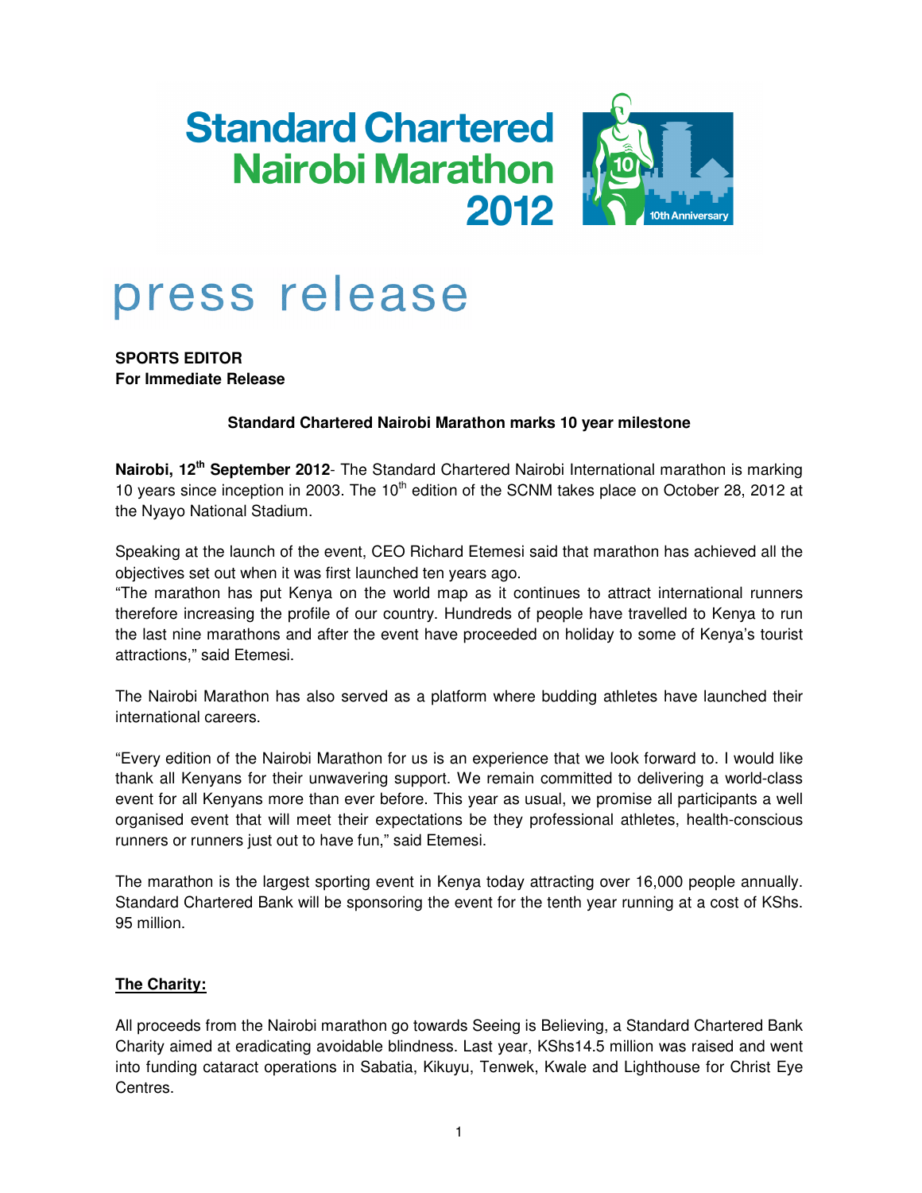# Standard Chartered Nairobi Marathon 2012

# press release

**SPORTS EDITOR**
**For Immediate Release**

**Standard Chartered Nairobi Marathon marks 10 year milestone**

**Nairobi, 12th September 2012**- The Standard Chartered Nairobi International marathon is marking 10 years since inception in 2003. The 10th edition of the SCNM takes place on October 28, 2012 at the Nyayo National Stadium.

Speaking at the launch of the event, CEO Richard Etemesi said that marathon has achieved all the objectives set out when it was first launched ten years ago.

"The marathon has put Kenya on the world map as it continues to attract international runners therefore increasing the profile of our country. Hundreds of people have travelled to Kenya to run the last nine marathons and after the event have proceeded on holiday to some of Kenya's tourist attractions," said Etemesi.

The Nairobi Marathon has also served as a platform where budding athletes have launched their international careers.

"Every edition of the Nairobi Marathon for us is an experience that we look forward to. I would like thank all Kenyans for their unwavering support. We remain committed to delivering a world-class event for all Kenyans more than ever before. This year as usual, we promise all participants a well organised event that will meet their expectations be they professional athletes, health-conscious runners or runners just out to have fun," said Etemesi.

The marathon is the largest sporting event in Kenya today attracting over 16,000 people annually. Standard Chartered Bank will be sponsoring the event for the tenth year running at a cost of KShs. 95 million.

**The Charity:**

All proceeds from the Nairobi marathon go towards Seeing is Believing, a Standard Chartered Bank Charity aimed at eradicating avoidable blindness. Last year, KShs14.5 million was raised and went into funding cataract operations in Sabatia, Kikuyu, Tenwek, Kwale and Lighthouse for Christ Eye Centres.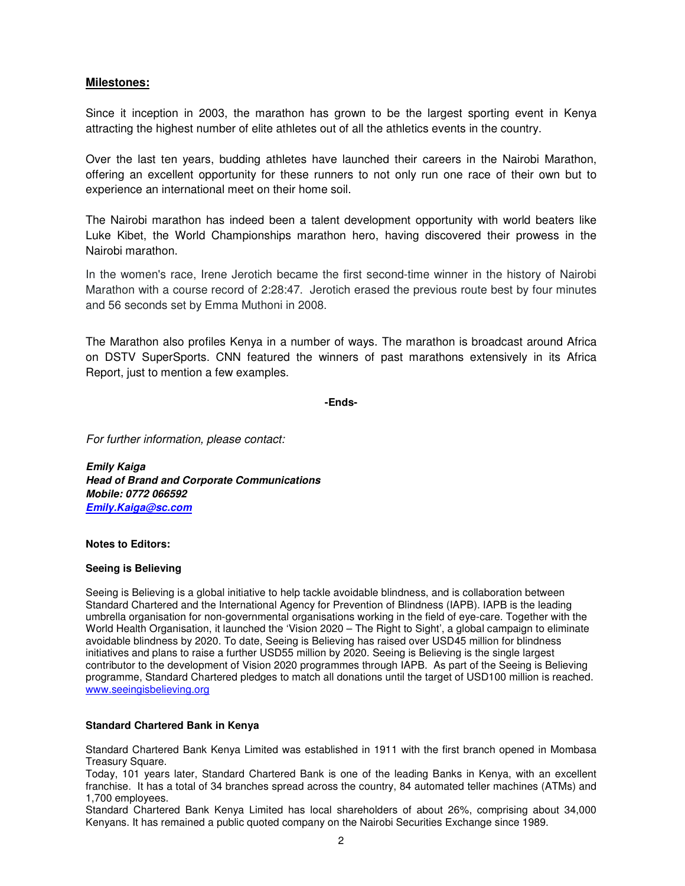**Milestones:**

Since it inception in 2003, the marathon has grown to be the largest sporting event in Kenya attracting the highest number of elite athletes out of all the athletics events in the country.

Over the last ten years, budding athletes have launched their careers in the Nairobi Marathon, offering an excellent opportunity for these runners to not only run one race of their own but to experience an international meet on their home soil.

The Nairobi marathon has indeed been a talent development opportunity with world beaters like Luke Kibet, the World Championships marathon hero, having discovered their prowess in the Nairobi marathon.

In the women's race, Irene Jerotich became the first second-time winner in the history of Nairobi Marathon with a course record of 2:28:47. Jerotich erased the previous route best by four minutes and 56 seconds set by Emma Muthoni in 2008.

The Marathon also profiles Kenya in a number of ways. The marathon is broadcast around Africa on DSTV SuperSports. CNN featured the winners of past marathons extensively in its Africa Report, just to mention a few examples.

**-Ends-**

*For further information, please contact:*

***Emily Kaiga***
***Head of Brand and Corporate Communications***
***Mobile: 0772 066592***
***Emily.Kaiga@sc.com***

**Notes to Editors:**

**Seeing is Believing**

Seeing is Believing is a global initiative to help tackle avoidable blindness, and is collaboration between Standard Chartered and the International Agency for Prevention of Blindness (IAPB). IAPB is the leading umbrella organisation for non-governmental organisations working in the field of eye-care. Together with the World Health Organisation, it launched the 'Vision 2020 – The Right to Sight', a global campaign to eliminate avoidable blindness by 2020. To date, Seeing is Believing has raised over USD45 million for blindness initiatives and plans to raise a further USD55 million by 2020. Seeing is Believing is the single largest contributor to the development of Vision 2020 programmes through IAPB. As part of the Seeing is Believing programme, Standard Chartered pledges to match all donations until the target of USD100 million is reached. www.seeingisbelieving.org

**Standard Chartered Bank in Kenya**

Standard Chartered Bank Kenya Limited was established in 1911 with the first branch opened in Mombasa Treasury Square.
Today, 101 years later, Standard Chartered Bank is one of the leading Banks in Kenya, with an excellent franchise. It has a total of 34 branches spread across the country, 84 automated teller machines (ATMs) and 1,700 employees.
Standard Chartered Bank Kenya Limited has local shareholders of about 26%, comprising about 34,000 Kenyans. It has remained a public quoted company on the Nairobi Securities Exchange since 1989.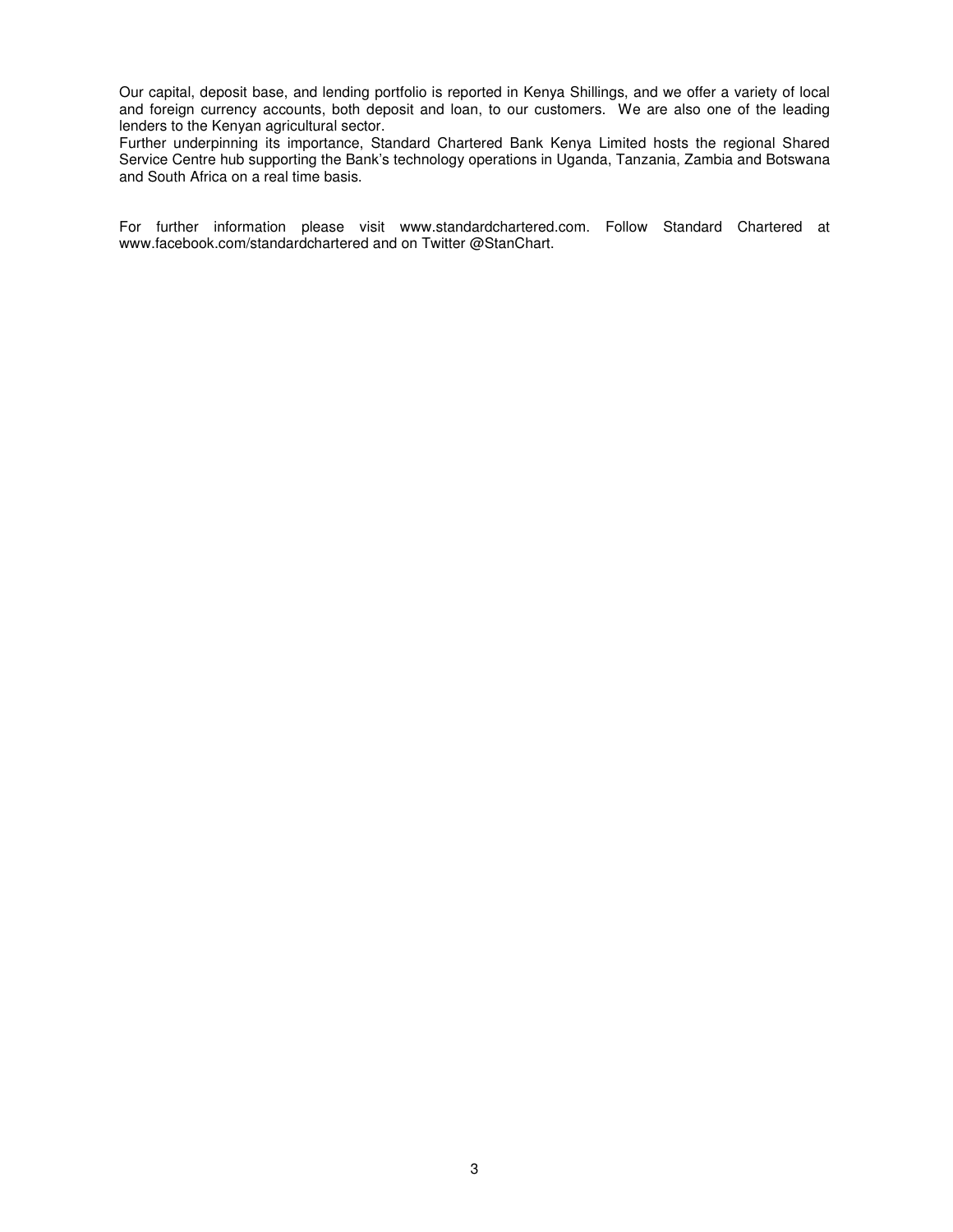Our capital, deposit base, and lending portfolio is reported in Kenya Shillings, and we offer a variety of local and foreign currency accounts, both deposit and loan, to our customers. We are also one of the leading lenders to the Kenyan agricultural sector.
Further underpinning its importance, Standard Chartered Bank Kenya Limited hosts the regional Shared Service Centre hub supporting the Bank's technology operations in Uganda, Tanzania, Zambia and Botswana and South Africa on a real time basis.

For further information please visit www.standardchartered.com. Follow Standard Chartered at www.facebook.com/standardchartered and on Twitter @StanChart.